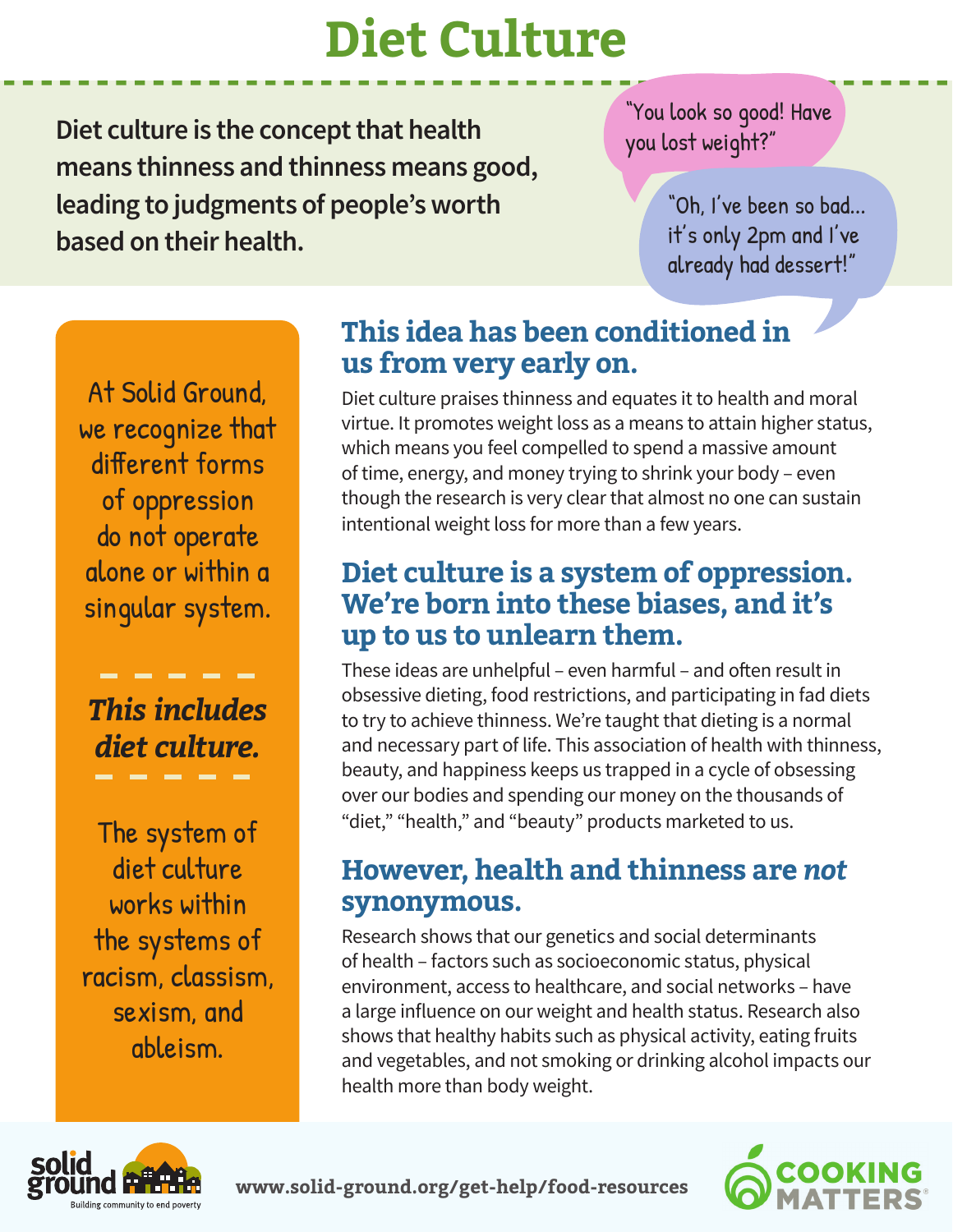# Diet Culture

**Diet culture is the concept that health means thinness and thinness means good, leading to judgments of people's worth based on their health.**

"You look so good! Have you lost weight?"

"Oh, I've been so bad... it's only 2pm and I've already had dessert!"

At Solid Ground, we recognize that different forms of oppression do not operate alone or within a singular system.

***This includes diet culture.***

The system of diet culture works within the systems of racism, classism, sexism, and ableism.

## This idea has been conditioned in us from very early on.

Diet culture praises thinness and equates it to health and moral virtue. It promotes weight loss as a means to attain higher status, which means you feel compelled to spend a massive amount of time, energy, and money trying to shrink your body – even though the research is very clear that almost no one can sustain intentional weight loss for more than a few years.

## Diet culture is a system of oppression. We're born into these biases, and it's up to us to unlearn them.

These ideas are unhelpful – even harmful – and often result in obsessive dieting, food restrictions, and participating in fad diets to try to achieve thinness. We're taught that dieting is a normal and necessary part of life. This association of health with thinness, beauty, and happiness keeps us trapped in a cycle of obsessing over our bodies and spending our money on the thousands of "diet," "health," and "beauty" products marketed to us.

## However, health and thinness are *not* synonymous.

Research shows that our genetics and social determinants of health – factors such as socioeconomic status, physical environment, access to healthcare, and social networks – have a large influence on our weight and health status. Research also shows that healthy habits such as physical activity, eating fruits and vegetables, and not smoking or drinking alcohol impacts our health more than body weight.

solid ground – Building community to end poverty

www.solid-ground.org/get-help/food-resources

COOKING MATTERS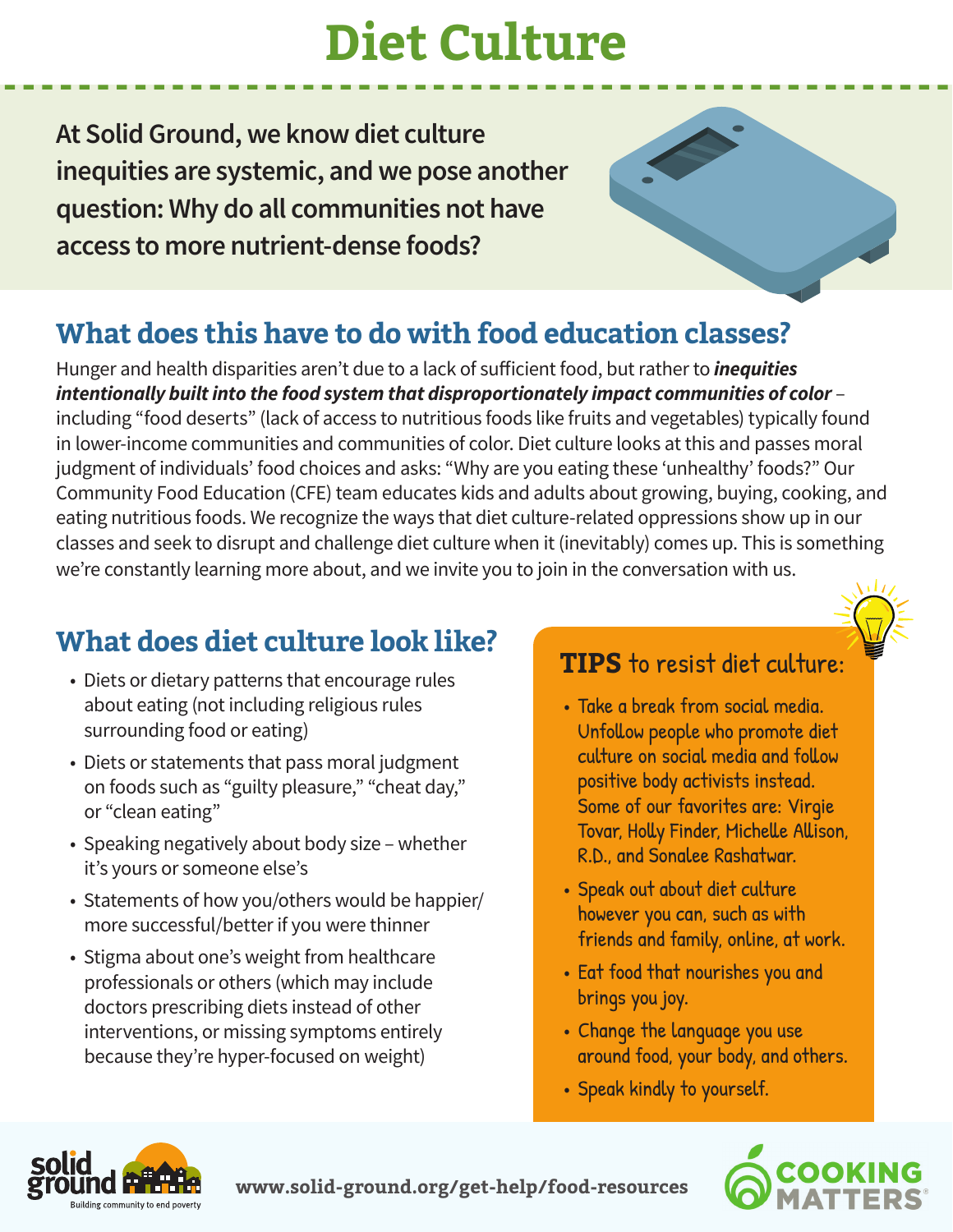# Diet Culture

**At Solid Ground, we know diet culture inequities are systemic, and we pose another question: Why do all communities not have access to more nutrient-dense foods?**

## What does this have to do with food education classes?

Hunger and health disparities aren't due to a lack of sufficient food, but rather to ***inequities intentionally built into the food system that disproportionately impact communities of color*** – including "food deserts" (lack of access to nutritious foods like fruits and vegetables) typically found in lower-income communities and communities of color. Diet culture looks at this and passes moral judgment of individuals' food choices and asks: "Why are you eating these 'unhealthy' foods?" Our Community Food Education (CFE) team educates kids and adults about growing, buying, cooking, and eating nutritious foods. We recognize the ways that diet culture-related oppressions show up in our classes and seek to disrupt and challenge diet culture when it (inevitably) comes up. This is something we're constantly learning more about, and we invite you to join in the conversation with us.

## What does diet culture look like?

- Diets or dietary patterns that encourage rules about eating (not including religious rules surrounding food or eating)
- Diets or statements that pass moral judgment on foods such as "guilty pleasure," "cheat day," or "clean eating"
- Speaking negatively about body size – whether it's yours or someone else's
- Statements of how you/others would be happier/ more successful/better if you were thinner
- Stigma about one's weight from healthcare professionals or others (which may include doctors prescribing diets instead of other interventions, or missing symptoms entirely because they're hyper-focused on weight)

### **TIPS** to resist diet culture:

- Take a break from social media. Unfollow people who promote diet culture on social media and follow positive body activists instead. Some of our favorites are: Virgie Tovar, Holly Finder, Michelle Allison, R.D., and Sonalee Rashatwar.
- Speak out about diet culture however you can, such as with friends and family, online, at work.
- Eat food that nourishes you and brings you joy.
- Change the language you use around food, your body, and others.
- Speak kindly to yourself.

solid ground — Building community to end poverty

www.solid-ground.org/get-help/food-resources

COOKING MATTERS